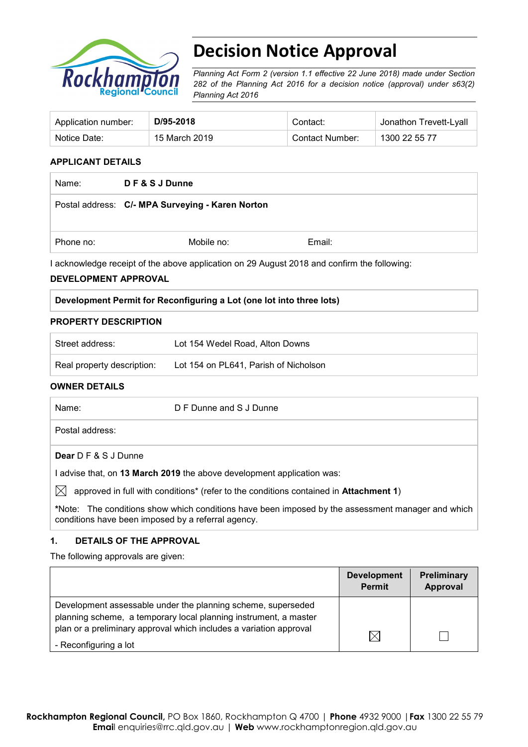# Decision Notice Approval

*Planning Act Form 2 (version 1.1 effective 22 June 2018) made under Section 282 of the Planning Act 2016 for a decision notice (approval) under s63(2) Planning Act 2016*

| Application number: | **D/95-2018** | Contact: | Jonathon Trevett-Lyall |
|---|---|---|---|
| Notice Date: | 15 March 2019 | Contact Number: | 1300 22 55 77 |

## APPLICANT DETAILS

| | | |
|---|---|---|
| Name: **D F & S J Dunne** | | |
| Postal address: **C/- MPA Surveying - Karen Norton** | | |
| Phone no: | Mobile no: | Email: |

I acknowledge receipt of the above application on 29 August 2018 and confirm the following:

## DEVELOPMENT APPROVAL

| **Development Permit for Reconfiguring a Lot (one lot into three lots)** |
|---|

## PROPERTY DESCRIPTION

| | |
|---|---|
| Street address: | Lot 154 Wedel Road, Alton Downs |
| Real property description: | Lot 154 on PL641, Parish of Nicholson |

## OWNER DETAILS

| | |
|---|---|
| Name: | D F Dunne and S J Dunne |
| Postal address: | |

**Dear** D F & S J Dunne

I advise that, on **13 March 2019** the above development application was:

☒ approved in full with conditions* (refer to the conditions contained in **Attachment 1**)

*Note: The conditions show which conditions have been imposed by the assessment manager and which conditions have been imposed by a referral agency.

## 1. DETAILS OF THE APPROVAL

The following approvals are given:

| | Development Permit | Preliminary Approval |
|---|---|---|
| Development assessable under the planning scheme, superseded planning scheme, a temporary local planning instrument, a master plan or a preliminary approval which includes a variation approval<br>- Reconfiguring a lot | ☒ | ☐ |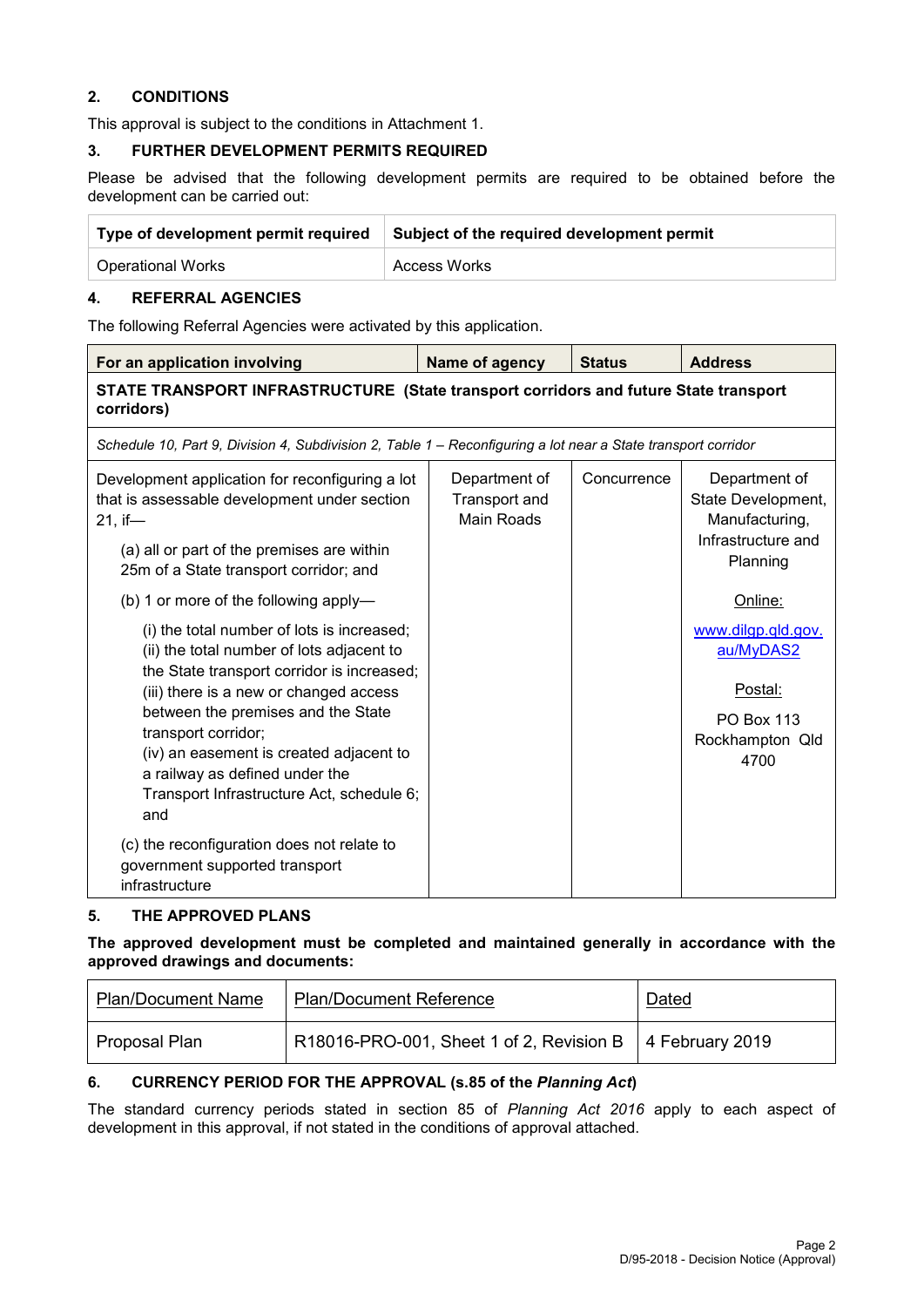## 2. CONDITIONS

This approval is subject to the conditions in Attachment 1.

## 3. FURTHER DEVELOPMENT PERMITS REQUIRED

Please be advised that the following development permits are required to be obtained before the development can be carried out:

| Type of development permit required | Subject of the required development permit |
|---|---|
| Operational Works | Access Works |

## 4. REFERRAL AGENCIES

The following Referral Agencies were activated by this application.

| For an application involving | Name of agency | Status | Address |
|---|---|---|---|
| **STATE TRANSPORT INFRASTRUCTURE (State transport corridors and future State transport corridors)** | | | |
| *Schedule 10, Part 9, Division 4, Subdivision 2, Table 1 – Reconfiguring a lot near a State transport corridor* | | | |
| Development application for reconfiguring a lot that is assessable development under section 21, if—<br>(a) all or part of the premises are within 25m of a State transport corridor; and<br>(b) 1 or more of the following apply—<br>(i) the total number of lots is increased;<br>(ii) the total number of lots adjacent to the State transport corridor is increased;<br>(iii) there is a new or changed access between the premises and the State transport corridor;<br>(iv) an easement is created adjacent to a railway as defined under the Transport Infrastructure Act, schedule 6; and<br>(c) the reconfiguration does not relate to government supported transport infrastructure | Department of Transport and Main Roads | Concurrence | Department of State Development, Manufacturing, Infrastructure and Planning<br><br>Online:<br>www.dilgp.qld.gov.au/MyDAS2<br><br>Postal:<br>PO Box 113<br>Rockhampton Qld 4700 |

## 5. THE APPROVED PLANS

**The approved development must be completed and maintained generally in accordance with the approved drawings and documents:**

| Plan/Document Name | Plan/Document Reference | Dated |
|---|---|---|
| Proposal Plan | R18016-PRO-001, Sheet 1 of 2, Revision B | 4 February 2019 |

## 6. CURRENCY PERIOD FOR THE APPROVAL (s.85 of the *Planning Act*)

The standard currency periods stated in section 85 of *Planning Act 2016* apply to each aspect of development in this approval, if not stated in the conditions of approval attached.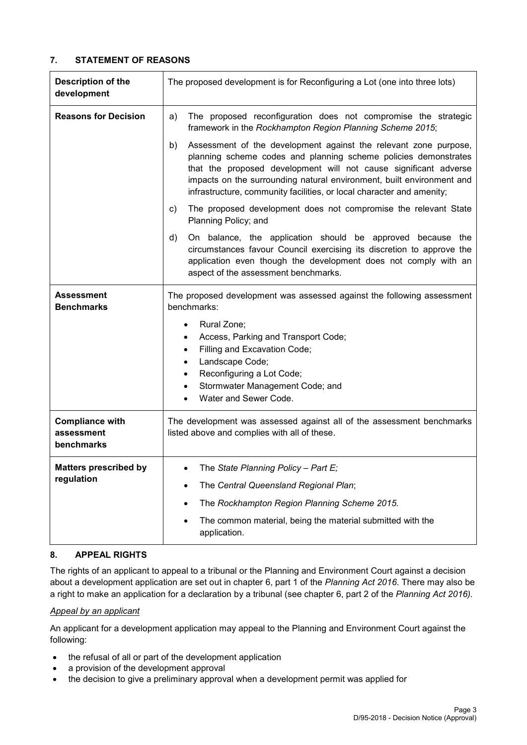## 7. STATEMENT OF REASONS

| **Description of the development** | The proposed development is for Reconfiguring a Lot (one into three lots) |
|---|---|
| **Reasons for Decision** | a) The proposed reconfiguration does not compromise the strategic framework in the *Rockhampton Region Planning Scheme 2015*;<br>b) Assessment of the development against the relevant zone purpose, planning scheme codes and planning scheme policies demonstrates that the proposed development will not cause significant adverse impacts on the surrounding natural environment, built environment and infrastructure, community facilities, or local character and amenity;<br>c) The proposed development does not compromise the relevant State Planning Policy; and<br>d) On balance, the application should be approved because the circumstances favour Council exercising its discretion to approve the application even though the development does not comply with an aspect of the assessment benchmarks. |
| **Assessment Benchmarks** | The proposed development was assessed against the following assessment benchmarks:<br>• Rural Zone;<br>• Access, Parking and Transport Code;<br>• Filling and Excavation Code;<br>• Landscape Code;<br>• Reconfiguring a Lot Code;<br>• Stormwater Management Code; and<br>• Water and Sewer Code. |
| **Compliance with assessment benchmarks** | The development was assessed against all of the assessment benchmarks listed above and complies with all of these. |
| **Matters prescribed by regulation** | • The *State Planning Policy – Part E;*<br>• The *Central Queensland Regional Plan*;<br>• The *Rockhampton Region Planning Scheme 2015.*<br>• The common material, being the material submitted with the application. |

## 8. APPEAL RIGHTS

The rights of an applicant to appeal to a tribunal or the Planning and Environment Court against a decision about a development application are set out in chapter 6, part 1 of the *Planning Act 2016*. There may also be a right to make an application for a declaration by a tribunal (see chapter 6, part 2 of the *Planning Act 2016).*

*Appeal by an applicant*

An applicant for a development application may appeal to the Planning and Environment Court against the following:

- the refusal of all or part of the development application
- a provision of the development approval
- the decision to give a preliminary approval when a development permit was applied for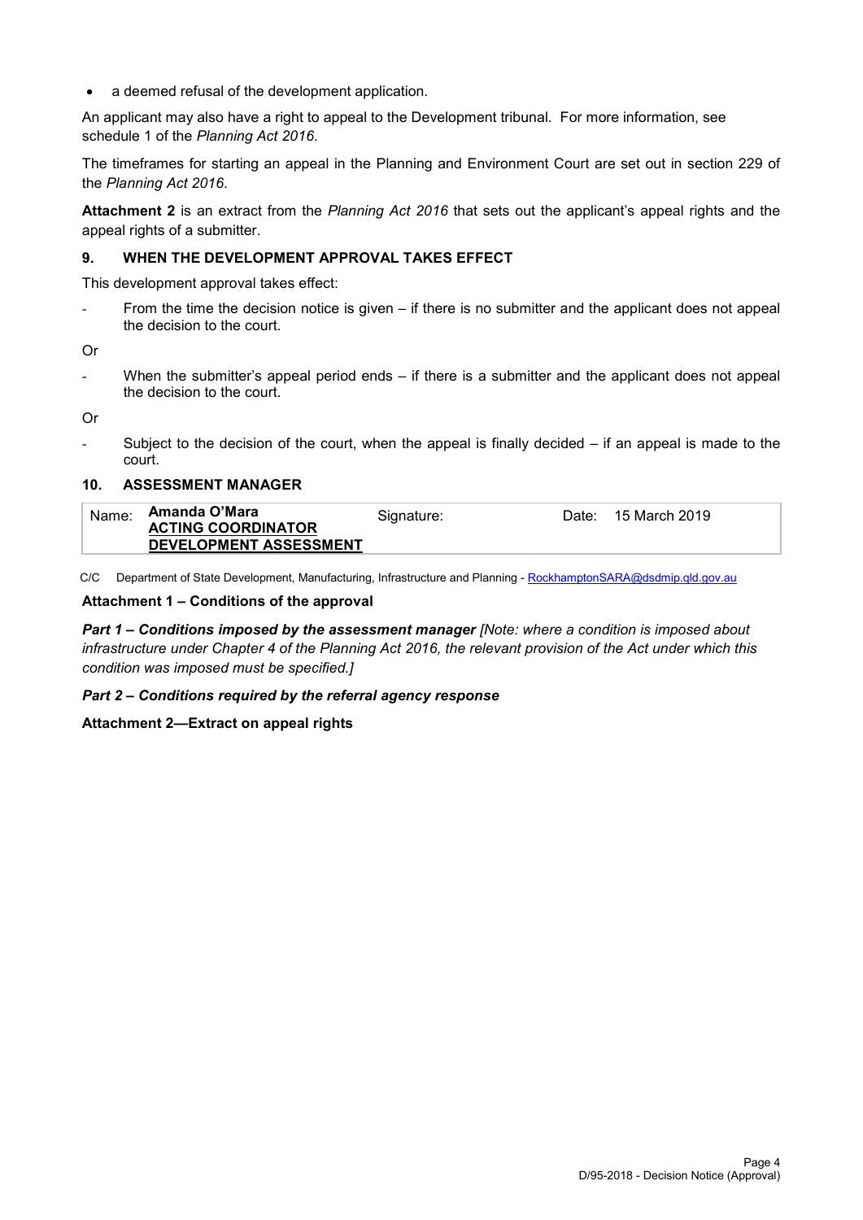- a deemed refusal of the development application.

An applicant may also have a right to appeal to the Development tribunal. For more information, see schedule 1 of the *Planning Act 2016*.

The timeframes for starting an appeal in the Planning and Environment Court are set out in section 229 of the *Planning Act 2016*.

**Attachment 2** is an extract from the *Planning Act 2016* that sets out the applicant's appeal rights and the appeal rights of a submitter.

## 9. WHEN THE DEVELOPMENT APPROVAL TAKES EFFECT

This development approval takes effect:

- From the time the decision notice is given – if there is no submitter and the applicant does not appeal the decision to the court.

Or

- When the submitter's appeal period ends – if there is a submitter and the applicant does not appeal the decision to the court.

Or

- Subject to the decision of the court, when the appeal is finally decided – if an appeal is made to the court.

## 10. ASSESSMENT MANAGER

| Name: | **Amanda O'Mara**<br>**ACTING COORDINATOR**<br>**DEVELOPMENT ASSESSMENT** | Signature: | Date: | 15 March 2019 |
|---|---|---|---|---|

C/C Department of State Development, Manufacturing, Infrastructure and Planning - RockhamptonSARA@dsdmip.qld.gov.au

**Attachment 1 – Conditions of the approval**

***Part 1 – Conditions imposed by the assessment manager*** *[Note: where a condition is imposed about infrastructure under Chapter 4 of the Planning Act 2016, the relevant provision of the Act under which this condition was imposed must be specified.]*

***Part 2 – Conditions required by the referral agency response***

**Attachment 2—Extract on appeal rights**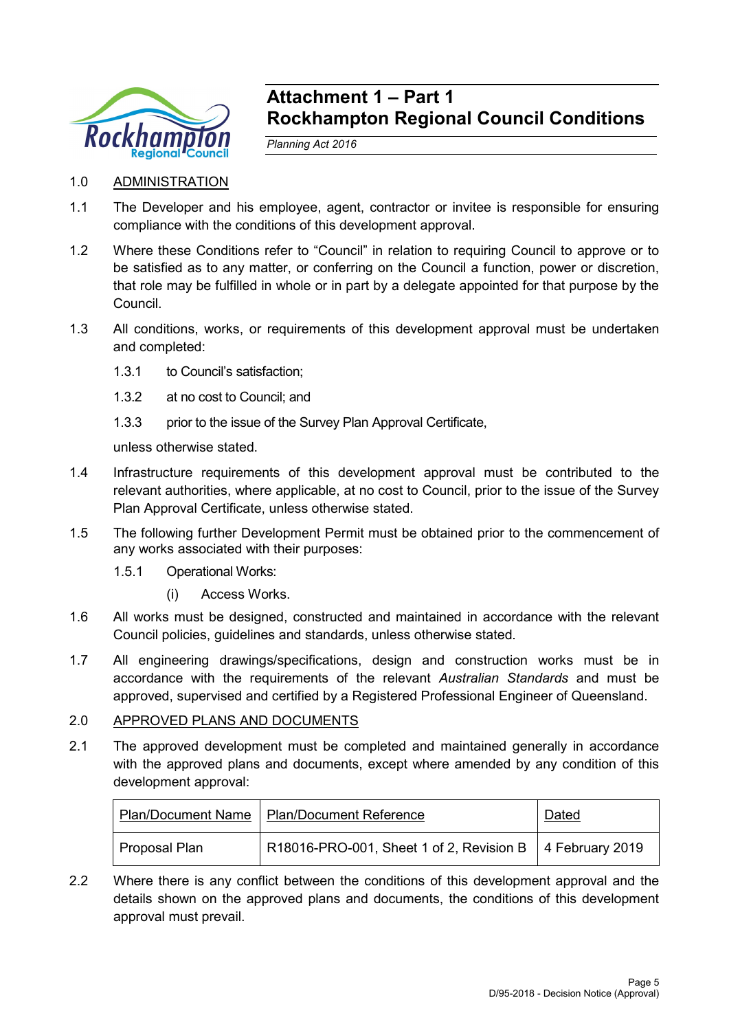# Attachment 1 – Part 1
# Rockhampton Regional Council Conditions

*Planning Act 2016*

1.0 ADMINISTRATION

1.1 The Developer and his employee, agent, contractor or invitee is responsible for ensuring compliance with the conditions of this development approval.

1.2 Where these Conditions refer to "Council" in relation to requiring Council to approve or to be satisfied as to any matter, or conferring on the Council a function, power or discretion, that role may be fulfilled in whole or in part by a delegate appointed for that purpose by the Council.

1.3 All conditions, works, or requirements of this development approval must be undertaken and completed:

1.3.1 to Council's satisfaction;

1.3.2 at no cost to Council; and

1.3.3 prior to the issue of the Survey Plan Approval Certificate,

unless otherwise stated.

1.4 Infrastructure requirements of this development approval must be contributed to the relevant authorities, where applicable, at no cost to Council, prior to the issue of the Survey Plan Approval Certificate, unless otherwise stated.

1.5 The following further Development Permit must be obtained prior to the commencement of any works associated with their purposes:

1.5.1 Operational Works:

(i) Access Works.

1.6 All works must be designed, constructed and maintained in accordance with the relevant Council policies, guidelines and standards, unless otherwise stated.

1.7 All engineering drawings/specifications, design and construction works must be in accordance with the requirements of the relevant *Australian Standards* and must be approved, supervised and certified by a Registered Professional Engineer of Queensland.

2.0 APPROVED PLANS AND DOCUMENTS

2.1 The approved development must be completed and maintained generally in accordance with the approved plans and documents, except where amended by any condition of this development approval:

| Plan/Document Name | Plan/Document Reference | Dated |
|---|---|---|
| Proposal Plan | R18016-PRO-001, Sheet 1 of 2, Revision B | 4 February 2019 |

2.2 Where there is any conflict between the conditions of this development approval and the details shown on the approved plans and documents, the conditions of this development approval must prevail.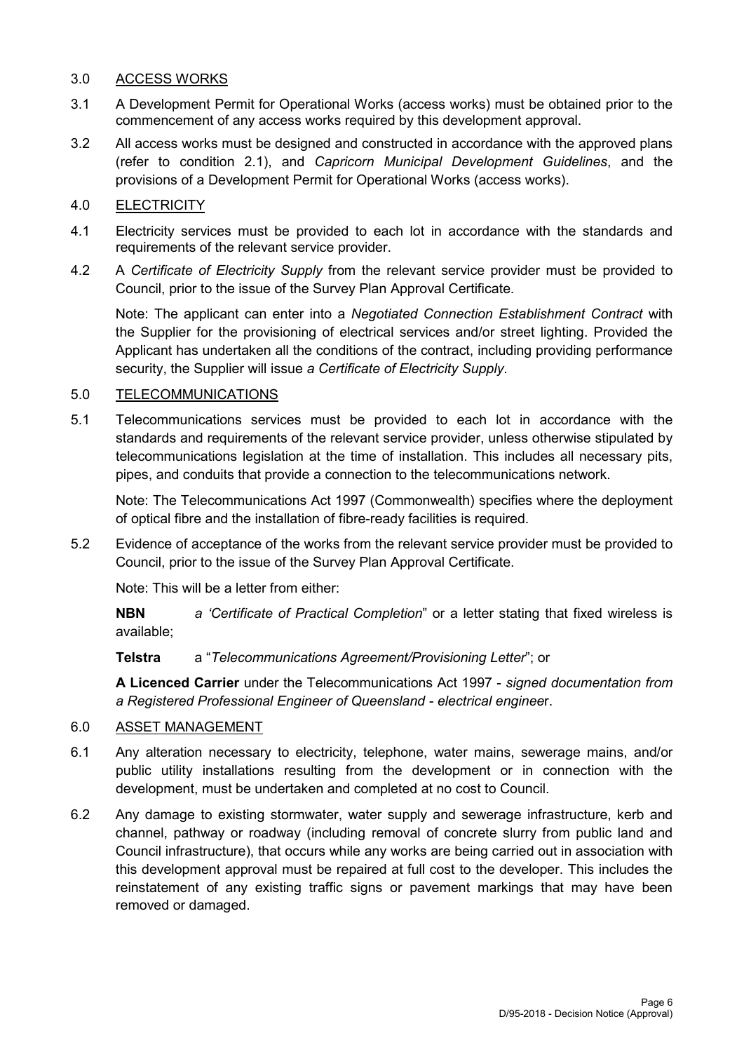## 3.0 ACCESS WORKS

3.1 A Development Permit for Operational Works (access works) must be obtained prior to the commencement of any access works required by this development approval.

3.2 All access works must be designed and constructed in accordance with the approved plans (refer to condition 2.1), and *Capricorn Municipal Development Guidelines*, and the provisions of a Development Permit for Operational Works (access works).

## 4.0 ELECTRICITY

4.1 Electricity services must be provided to each lot in accordance with the standards and requirements of the relevant service provider.

4.2 A *Certificate of Electricity Supply* from the relevant service provider must be provided to Council, prior to the issue of the Survey Plan Approval Certificate.

Note: The applicant can enter into a *Negotiated Connection Establishment Contract* with the Supplier for the provisioning of electrical services and/or street lighting. Provided the Applicant has undertaken all the conditions of the contract, including providing performance security, the Supplier will issue *a Certificate of Electricity Supply*.

## 5.0 TELECOMMUNICATIONS

5.1 Telecommunications services must be provided to each lot in accordance with the standards and requirements of the relevant service provider, unless otherwise stipulated by telecommunications legislation at the time of installation. This includes all necessary pits, pipes, and conduits that provide a connection to the telecommunications network.

Note: The Telecommunications Act 1997 (Commonwealth) specifies where the deployment of optical fibre and the installation of fibre-ready facilities is required.

5.2 Evidence of acceptance of the works from the relevant service provider must be provided to Council, prior to the issue of the Survey Plan Approval Certificate.

Note: This will be a letter from either:

**NBN** *a 'Certificate of Practical Completion*" or a letter stating that fixed wireless is available;

**Telstra** a "*Telecommunications Agreement/Provisioning Letter*"; or

**A Licenced Carrier** under the Telecommunications Act 1997 - *signed documentation from a Registered Professional Engineer of Queensland - electrical enginee*r.

## 6.0 ASSET MANAGEMENT

6.1 Any alteration necessary to electricity, telephone, water mains, sewerage mains, and/or public utility installations resulting from the development or in connection with the development, must be undertaken and completed at no cost to Council.

6.2 Any damage to existing stormwater, water supply and sewerage infrastructure, kerb and channel, pathway or roadway (including removal of concrete slurry from public land and Council infrastructure), that occurs while any works are being carried out in association with this development approval must be repaired at full cost to the developer. This includes the reinstatement of any existing traffic signs or pavement markings that may have been removed or damaged.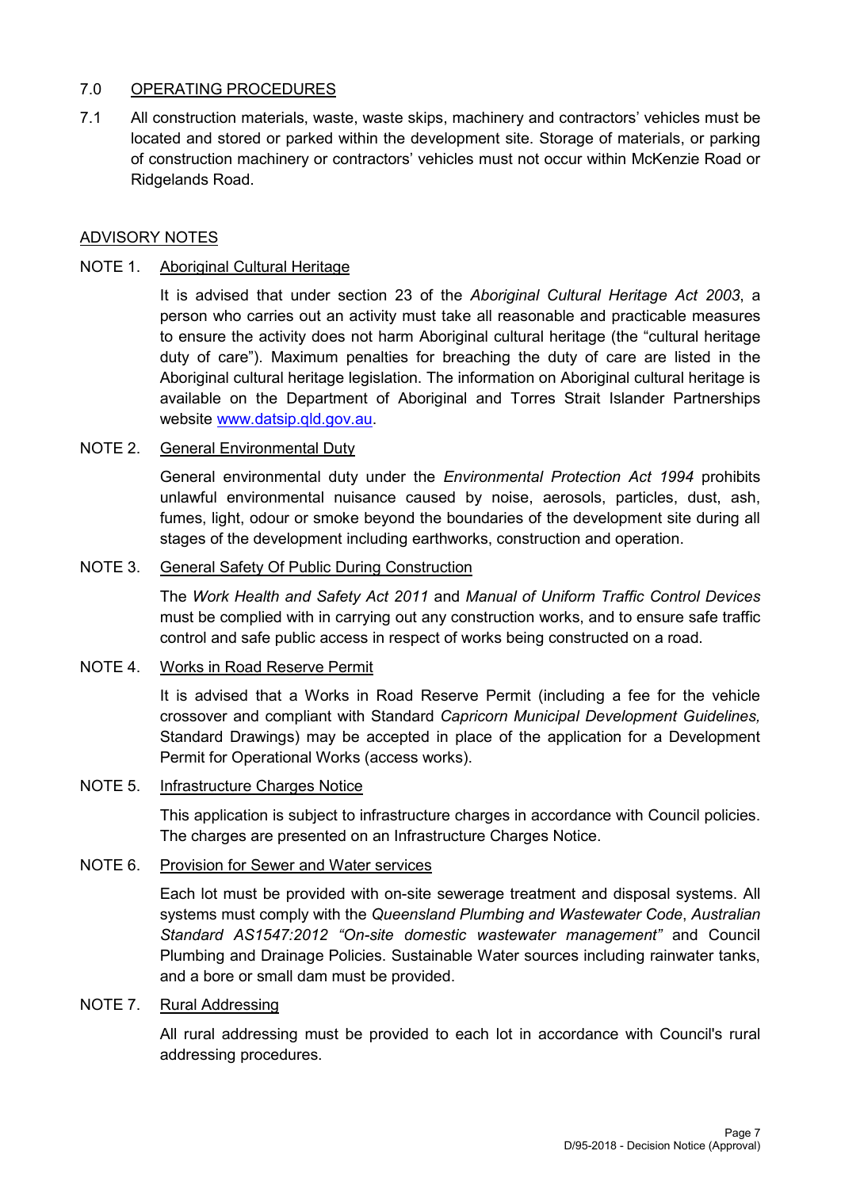## 7.0 OPERATING PROCEDURES

7.1 All construction materials, waste, waste skips, machinery and contractors' vehicles must be located and stored or parked within the development site. Storage of materials, or parking of construction machinery or contractors' vehicles must not occur within McKenzie Road or Ridgelands Road.

## ADVISORY NOTES

### NOTE 1. Aboriginal Cultural Heritage

It is advised that under section 23 of the *Aboriginal Cultural Heritage Act 2003*, a person who carries out an activity must take all reasonable and practicable measures to ensure the activity does not harm Aboriginal cultural heritage (the "cultural heritage duty of care"). Maximum penalties for breaching the duty of care are listed in the Aboriginal cultural heritage legislation. The information on Aboriginal cultural heritage is available on the Department of Aboriginal and Torres Strait Islander Partnerships website www.datsip.qld.gov.au.

### NOTE 2. General Environmental Duty

General environmental duty under the *Environmental Protection Act 1994* prohibits unlawful environmental nuisance caused by noise, aerosols, particles, dust, ash, fumes, light, odour or smoke beyond the boundaries of the development site during all stages of the development including earthworks, construction and operation.

### NOTE 3. General Safety Of Public During Construction

The *Work Health and Safety Act 2011* and *Manual of Uniform Traffic Control Devices* must be complied with in carrying out any construction works, and to ensure safe traffic control and safe public access in respect of works being constructed on a road.

### NOTE 4. Works in Road Reserve Permit

It is advised that a Works in Road Reserve Permit (including a fee for the vehicle crossover and compliant with Standard *Capricorn Municipal Development Guidelines,* Standard Drawings) may be accepted in place of the application for a Development Permit for Operational Works (access works).

### NOTE 5. Infrastructure Charges Notice

This application is subject to infrastructure charges in accordance with Council policies. The charges are presented on an Infrastructure Charges Notice.

### NOTE 6. Provision for Sewer and Water services

Each lot must be provided with on-site sewerage treatment and disposal systems. All systems must comply with the *Queensland Plumbing and Wastewater Code*, *Australian Standard AS1547:2012 "On-site domestic wastewater management"* and Council Plumbing and Drainage Policies. Sustainable Water sources including rainwater tanks, and a bore or small dam must be provided.

### NOTE 7. Rural Addressing

All rural addressing must be provided to each lot in accordance with Council's rural addressing procedures.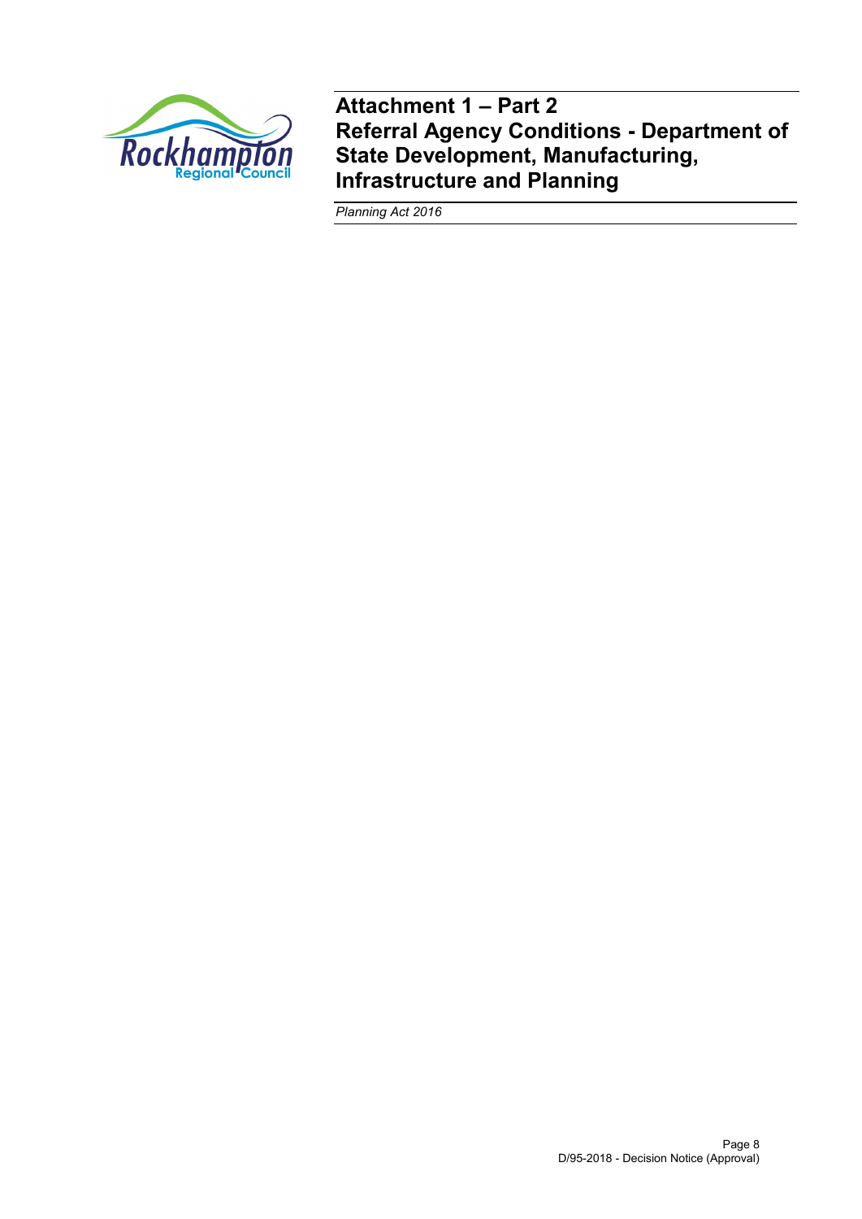# Attachment 1 – Part 2
# Referral Agency Conditions - Department of State Development, Manufacturing, Infrastructure and Planning

*Planning Act 2016*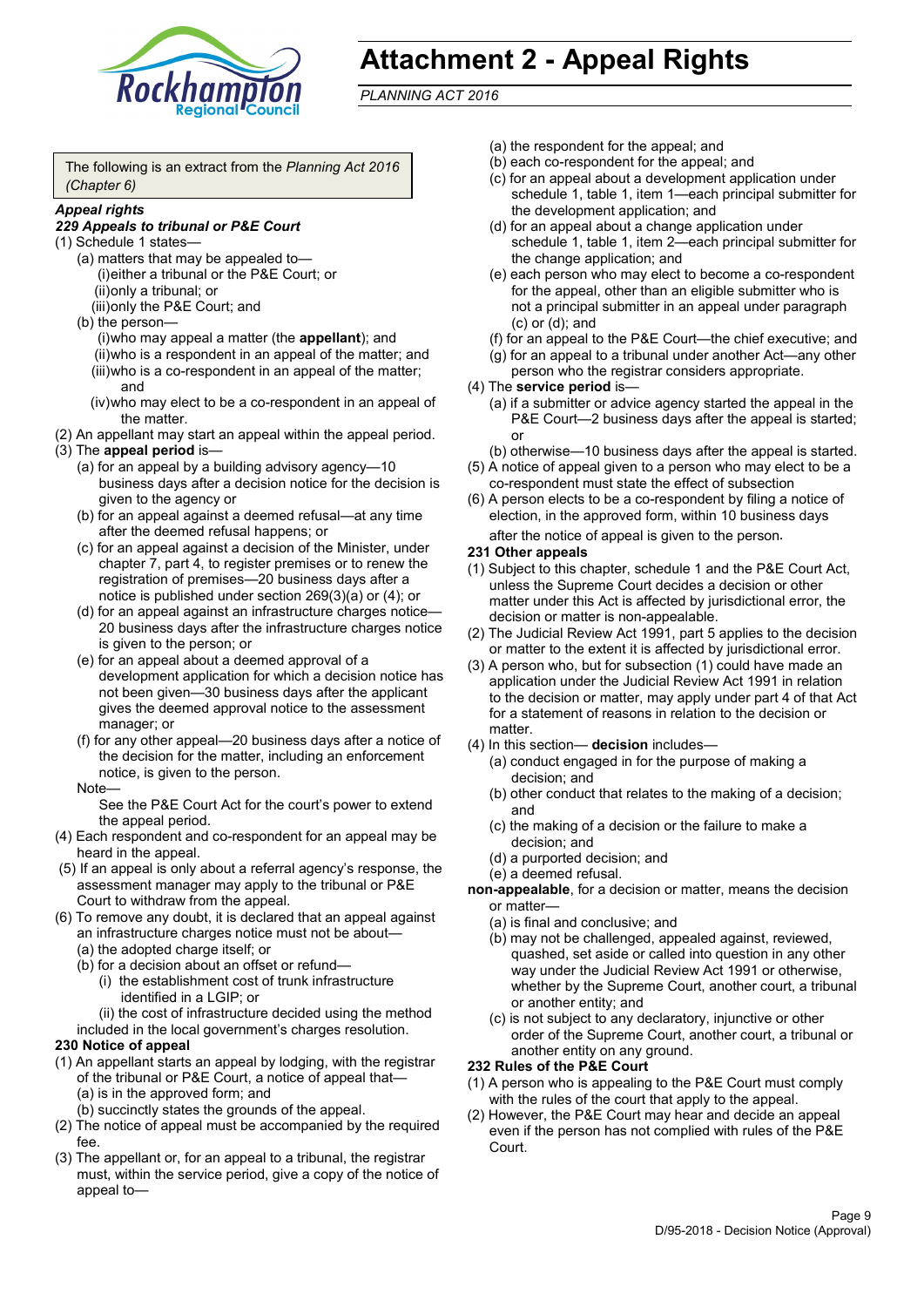# Attachment 2 - Appeal Rights

*PLANNING ACT 2016*

The following is an extract from the *Planning Act 2016 (Chapter 6)*

***Appeal rights***

***229 Appeals to tribunal or P&E Court***

(1) Schedule 1 states—

- (a) matters that may be appealed to—
  - (i) either a tribunal or the P&E Court; or
  - (ii) only a tribunal; or
  - (iii) only the P&E Court; and
- (b) the person—
  - (i) who may appeal a matter (the **appellant**); and
  - (ii) who is a respondent in an appeal of the matter; and
  - (iii) who is a co-respondent in an appeal of the matter; and
  - (iv) who may elect to be a co-respondent in an appeal of the matter.

(2) An appellant may start an appeal within the appeal period.

(3) The **appeal period** is—

- (a) for an appeal by a building advisory agency—10 business days after a decision notice for the decision is given to the agency or
- (b) for an appeal against a deemed refusal—at any time after the deemed refusal happens; or
- (c) for an appeal against a decision of the Minister, under chapter 7, part 4, to register premises or to renew the registration of premises—20 business days after a notice is published under section 269(3)(a) or (4); or
- (d) for an appeal against an infrastructure charges notice—20 business days after the infrastructure charges notice is given to the person; or
- (e) for an appeal about a deemed approval of a development application for which a decision notice has not been given—30 business days after the applicant gives the deemed approval notice to the assessment manager; or
- (f) for any other appeal—20 business days after a notice of the decision for the matter, including an enforcement notice, is given to the person.

Note—

See the P&E Court Act for the court's power to extend the appeal period.

(4) Each respondent and co-respondent for an appeal may be heard in the appeal.

(5) If an appeal is only about a referral agency's response, the assessment manager may apply to the tribunal or P&E Court to withdraw from the appeal.

(6) To remove any doubt, it is declared that an appeal against an infrastructure charges notice must not be about—

- (a) the adopted charge itself; or
- (b) for a decision about an offset or refund—
  - (i) the establishment cost of trunk infrastructure identified in a LGIP; or
  - (ii) the cost of infrastructure decided using the method included in the local government's charges resolution.

**230 Notice of appeal**

(1) An appellant starts an appeal by lodging, with the registrar of the tribunal or P&E Court, a notice of appeal that—

- (a) is in the approved form; and
- (b) succinctly states the grounds of the appeal.

(2) The notice of appeal must be accompanied by the required fee.

(3) The appellant or, for an appeal to a tribunal, the registrar must, within the service period, give a copy of the notice of appeal to—

- (a) the respondent for the appeal; and
- (b) each co-respondent for the appeal; and
- (c) for an appeal about a development application under schedule 1, table 1, item 1—each principal submitter for the development application; and
- (d) for an appeal about a change application under schedule 1, table 1, item 2—each principal submitter for the change application; and
- (e) each person who may elect to become a co-respondent for the appeal, other than an eligible submitter who is not a principal submitter in an appeal under paragraph (c) or (d); and
- (f) for an appeal to the P&E Court—the chief executive; and
- (g) for an appeal to a tribunal under another Act—any other person who the registrar considers appropriate.

(4) The **service period** is—

- (a) if a submitter or advice agency started the appeal in the P&E Court—2 business days after the appeal is started; or
- (b) otherwise—10 business days after the appeal is started.

(5) A notice of appeal given to a person who may elect to be a co-respondent must state the effect of subsection

(6) A person elects to be a co-respondent by filing a notice of election, in the approved form, within 10 business days after the notice of appeal is given to the person.

**231 Other appeals**

(1) Subject to this chapter, schedule 1 and the P&E Court Act, unless the Supreme Court decides a decision or other matter under this Act is affected by jurisdictional error, the decision or matter is non-appealable.

(2) The Judicial Review Act 1991, part 5 applies to the decision or matter to the extent it is affected by jurisdictional error.

(3) A person who, but for subsection (1) could have made an application under the Judicial Review Act 1991 in relation to the decision or matter, may apply under part 4 of that Act for a statement of reasons in relation to the decision or matter.

(4) In this section— **decision** includes—

- (a) conduct engaged in for the purpose of making a decision; and
- (b) other conduct that relates to the making of a decision; and
- (c) the making of a decision or the failure to make a decision; and
- (d) a purported decision; and
- (e) a deemed refusal.

**non-appealable**, for a decision or matter, means the decision or matter—

- (a) is final and conclusive; and
- (b) may not be challenged, appealed against, reviewed, quashed, set aside or called into question in any other way under the Judicial Review Act 1991 or otherwise, whether by the Supreme Court, another court, a tribunal or another entity; and
- (c) is not subject to any declaratory, injunctive or other order of the Supreme Court, another court, a tribunal or another entity on any ground.

**232 Rules of the P&E Court**

(1) A person who is appealing to the P&E Court must comply with the rules of the court that apply to the appeal.

(2) However, the P&E Court may hear and decide an appeal even if the person has not complied with rules of the P&E Court.

D/95-2018 - Decision Notice (Approval)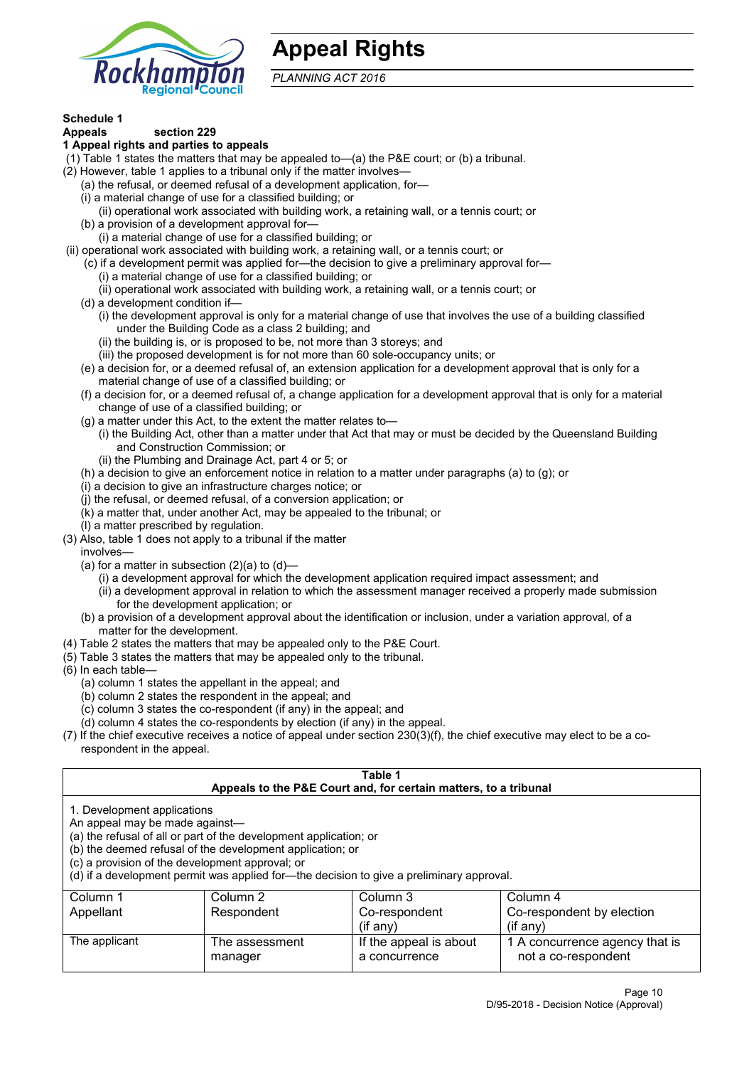# Appeal Rights

*PLANNING ACT 2016*

**Schedule 1**
**Appeals section 229**
**1 Appeal rights and parties to appeals**

(1) Table 1 states the matters that may be appealed to—(a) the P&E court; or (b) a tribunal.
(2) However, table 1 applies to a tribunal only if the matter involves—
(a) the refusal, or deemed refusal of a development application, for—
(i) a material change of use for a classified building; or
(ii) operational work associated with building work, a retaining wall, or a tennis court; or
(b) a provision of a development approval for—
(i) a material change of use for a classified building; or
(ii) operational work associated with building work, a retaining wall, or a tennis court; or
(c) if a development permit was applied for—the decision to give a preliminary approval for—
(i) a material change of use for a classified building; or
(ii) operational work associated with building work, a retaining wall, or a tennis court; or
(d) a development condition if—
(i) the development approval is only for a material change of use that involves the use of a building classified under the Building Code as a class 2 building; and
(ii) the building is, or is proposed to be, not more than 3 storeys; and
(iii) the proposed development is for not more than 60 sole-occupancy units; or
(e) a decision for, or a deemed refusal of, an extension application for a development approval that is only for a material change of use of a classified building; or
(f) a decision for, or a deemed refusal of, a change application for a development approval that is only for a material change of use of a classified building; or
(g) a matter under this Act, to the extent the matter relates to—
(i) the Building Act, other than a matter under that Act that may or must be decided by the Queensland Building and Construction Commission; or
(ii) the Plumbing and Drainage Act, part 4 or 5; or
(h) a decision to give an enforcement notice in relation to a matter under paragraphs (a) to (g); or
(i) a decision to give an infrastructure charges notice; or
(j) the refusal, or deemed refusal, of a conversion application; or
(k) a matter that, under another Act, may be appealed to the tribunal; or
(l) a matter prescribed by regulation.
(3) Also, table 1 does not apply to a tribunal if the matter involves—
(a) for a matter in subsection (2)(a) to (d)—
(i) a development approval for which the development application required impact assessment; and
(ii) a development approval in relation to which the assessment manager received a properly made submission for the development application; or
(b) a provision of a development approval about the identification or inclusion, under a variation approval, of a matter for the development.
(4) Table 2 states the matters that may be appealed only to the P&E Court.
(5) Table 3 states the matters that may be appealed only to the tribunal.
(6) In each table—
(a) column 1 states the appellant in the appeal; and
(b) column 2 states the respondent in the appeal; and
(c) column 3 states the co-respondent (if any) in the appeal; and
(d) column 4 states the co-respondents by election (if any) in the appeal.
(7) If the chief executive receives a notice of appeal under section 230(3)(f), the chief executive may elect to be a co-respondent in the appeal.

**Table 1**
**Appeals to the P&E Court and, for certain matters, to a tribunal**

1. Development applications
An appeal may be made against—
(a) the refusal of all or part of the development application; or
(b) the deemed refusal of the development application; or
(c) a provision of the development approval; or
(d) if a development permit was applied for—the decision to give a preliminary approval.

| Column 1 Appellant | Column 2 Respondent | Column 3 Co-respondent (if any) | Column 4 Co-respondent by election (if any) |
|---|---|---|---|
| The applicant | The assessment manager | If the appeal is about a concurrence | 1 A concurrence agency that is not a co-respondent |

D/95-2018 - Decision Notice (Approval)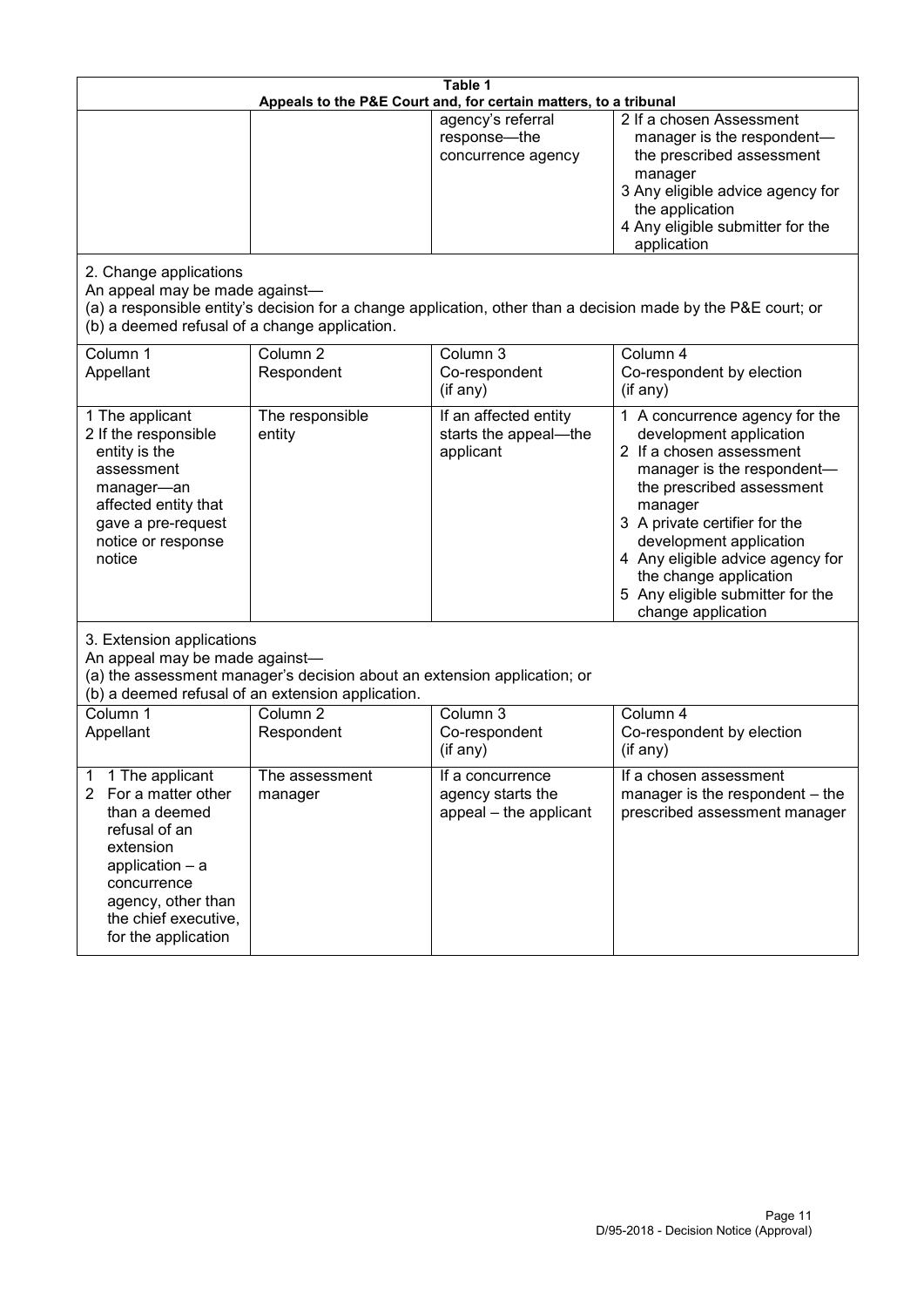**Table 1**
**Appeals to the P&E Court and, for certain matters, to a tribunal**

| | | | |
|---|---|---|---|
| | | agency's referral response—the concurrence agency | 2 If a chosen Assessment manager is the respondent—the prescribed assessment manager<br>3 Any eligible advice agency for the application<br>4 Any eligible submitter for the application |

2. Change applications

An appeal may be made against—

(a) a responsible entity's decision for a change application, other than a decision made by the P&E court; or

(b) a deemed refusal of a change application.

| Column 1<br>Appellant | Column 2<br>Respondent | Column 3<br>Co-respondent<br>(if any) | Column 4<br>Co-respondent by election<br>(if any) |
|---|---|---|---|
| 1 The applicant<br>2 If the responsible entity is the assessment manager—an affected entity that gave a pre-request notice or response notice | The responsible entity | If an affected entity starts the appeal—the applicant | 1 A concurrence agency for the development application<br>2 If a chosen assessment manager is the respondent—the prescribed assessment manager<br>3 A private certifier for the development application<br>4 Any eligible advice agency for the change application<br>5 Any eligible submitter for the change application |

3. Extension applications

An appeal may be made against—

(a) the assessment manager's decision about an extension application; or

(b) a deemed refusal of an extension application.

| Column 1<br>Appellant | Column 2<br>Respondent | Column 3<br>Co-respondent<br>(if any) | Column 4<br>Co-respondent by election<br>(if any) |
|---|---|---|---|
| 1 1 The applicant<br>2 For a matter other than a deemed refusal of an extension application – a concurrence agency, other than the chief executive, for the application | The assessment manager | If a concurrence agency starts the appeal – the applicant | If a chosen assessment manager is the respondent – the prescribed assessment manager |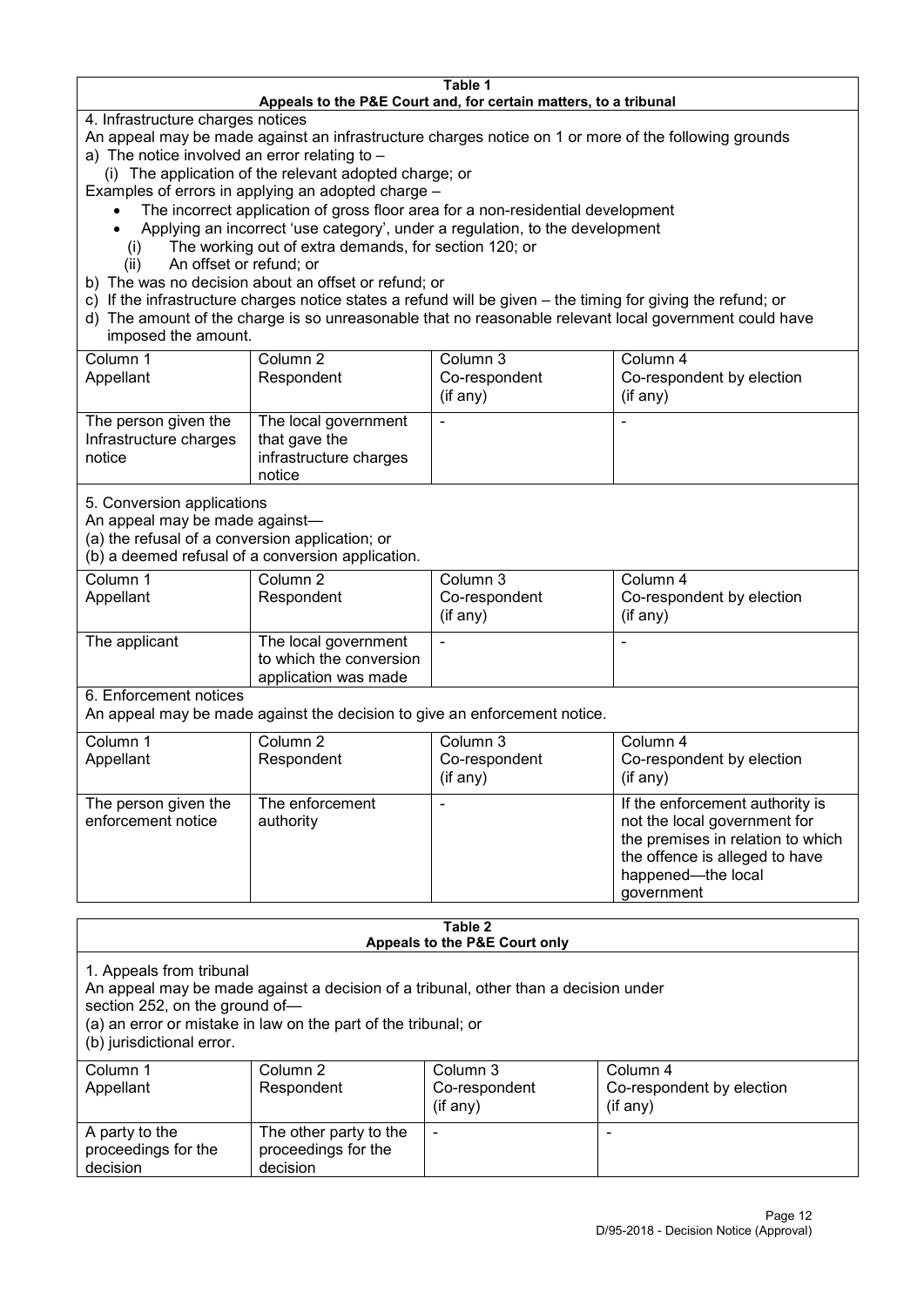**Table 1**
**Appeals to the P&E Court and, for certain matters, to a tribunal**

4. Infrastructure charges notices

An appeal may be made against an infrastructure charges notice on 1 or more of the following grounds

a) The notice involved an error relating to –

   (i) The application of the relevant adopted charge; or

Examples of errors in applying an adopted charge –

- The incorrect application of gross floor area for a non-residential development
- Applying an incorrect 'use category', under a regulation, to the development

   (i) The working out of extra demands, for section 120; or

   (ii) An offset or refund; or

b) The was no decision about an offset or refund; or

c) If the infrastructure charges notice states a refund will be given – the timing for giving the refund; or

d) The amount of the charge is so unreasonable that no reasonable relevant local government could have imposed the amount.

| Column 1 Appellant | Column 2 Respondent | Column 3 Co-respondent (if any) | Column 4 Co-respondent by election (if any) |
|---|---|---|---|
| The person given the Infrastructure charges notice | The local government that gave the infrastructure charges notice | - | - |

5. Conversion applications

An appeal may be made against—

(a) the refusal of a conversion application; or

(b) a deemed refusal of a conversion application.

| Column 1 Appellant | Column 2 Respondent | Column 3 Co-respondent (if any) | Column 4 Co-respondent by election (if any) |
|---|---|---|---|
| The applicant | The local government to which the conversion application was made | - | - |

6. Enforcement notices

An appeal may be made against the decision to give an enforcement notice.

| Column 1 Appellant | Column 2 Respondent | Column 3 Co-respondent (if any) | Column 4 Co-respondent by election (if any) |
|---|---|---|---|
| The person given the enforcement notice | The enforcement authority | - | If the enforcement authority is not the local government for the premises in relation to which the offence is alleged to have happened—the local government |

**Table 2**
**Appeals to the P&E Court only**

1. Appeals from tribunal

An appeal may be made against a decision of a tribunal, other than a decision under section 252, on the ground of—

(a) an error or mistake in law on the part of the tribunal; or

(b) jurisdictional error.

| Column 1 Appellant | Column 2 Respondent | Column 3 Co-respondent (if any) | Column 4 Co-respondent by election (if any) |
|---|---|---|---|
| A party to the proceedings for the decision | The other party to the proceedings for the decision | - | - |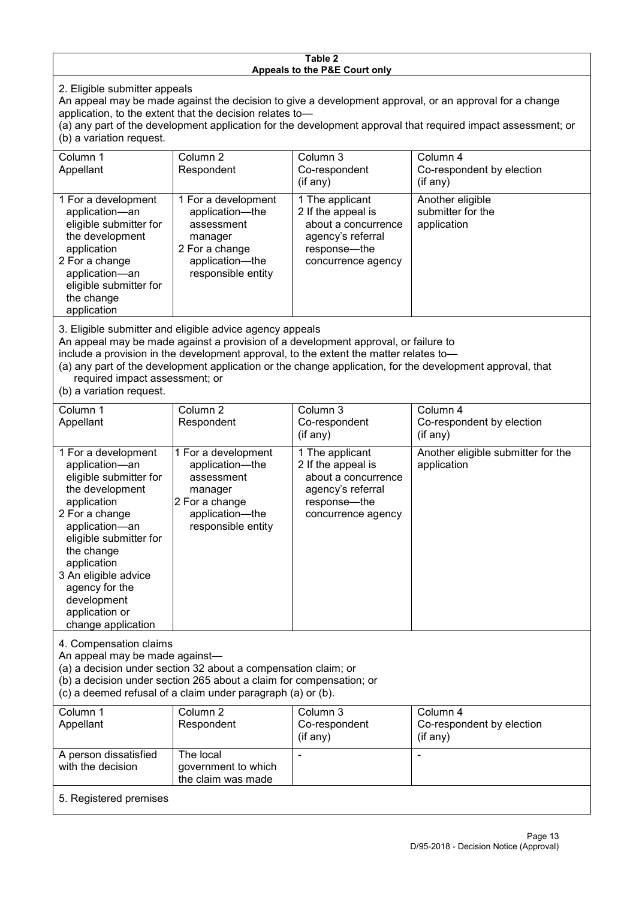**Table 2**
**Appeals to the P&E Court only**

2. Eligible submitter appeals

An appeal may be made against the decision to give a development approval, or an approval for a change application, to the extent that the decision relates to—

(a) any part of the development application for the development approval that required impact assessment; or

(b) a variation request.

| Column 1<br>Appellant | Column 2<br>Respondent | Column 3<br>Co-respondent<br>(if any) | Column 4<br>Co-respondent by election<br>(if any) |
|---|---|---|---|
| 1 For a development application—an eligible submitter for the development application<br>2 For a change application—an eligible submitter for the change application | 1 For a development application—the assessment manager<br>2 For a change application—the responsible entity | 1 The applicant<br>2 If the appeal is about a concurrence agency's referral response—the concurrence agency | Another eligible submitter for the application |

3. Eligible submitter and eligible advice agency appeals

An appeal may be made against a provision of a development approval, or failure to include a provision in the development approval, to the extent the matter relates to—

(a) any part of the development application or the change application, for the development approval, that required impact assessment; or

(b) a variation request.

| Column 1<br>Appellant | Column 2<br>Respondent | Column 3<br>Co-respondent<br>(if any) | Column 4<br>Co-respondent by election<br>(if any) |
|---|---|---|---|
| 1 For a development application—an eligible submitter for the development application<br>2 For a change application—an eligible submitter for the change application<br>3 An eligible advice agency for the development application or change application | 1 For a development application—the assessment manager<br>2 For a change application—the responsible entity | 1 The applicant<br>2 If the appeal is about a concurrence agency's referral response—the concurrence agency | Another eligible submitter for the application |

4. Compensation claims

An appeal may be made against—

(a) a decision under section 32 about a compensation claim; or

(b) a decision under section 265 about a claim for compensation; or

(c) a deemed refusal of a claim under paragraph (a) or (b).

| Column 1<br>Appellant | Column 2<br>Respondent | Column 3<br>Co-respondent<br>(if any) | Column 4<br>Co-respondent by election<br>(if any) |
|---|---|---|---|
| A person dissatisfied with the decision | The local government to which the claim was made | - | - |

5. Registered premises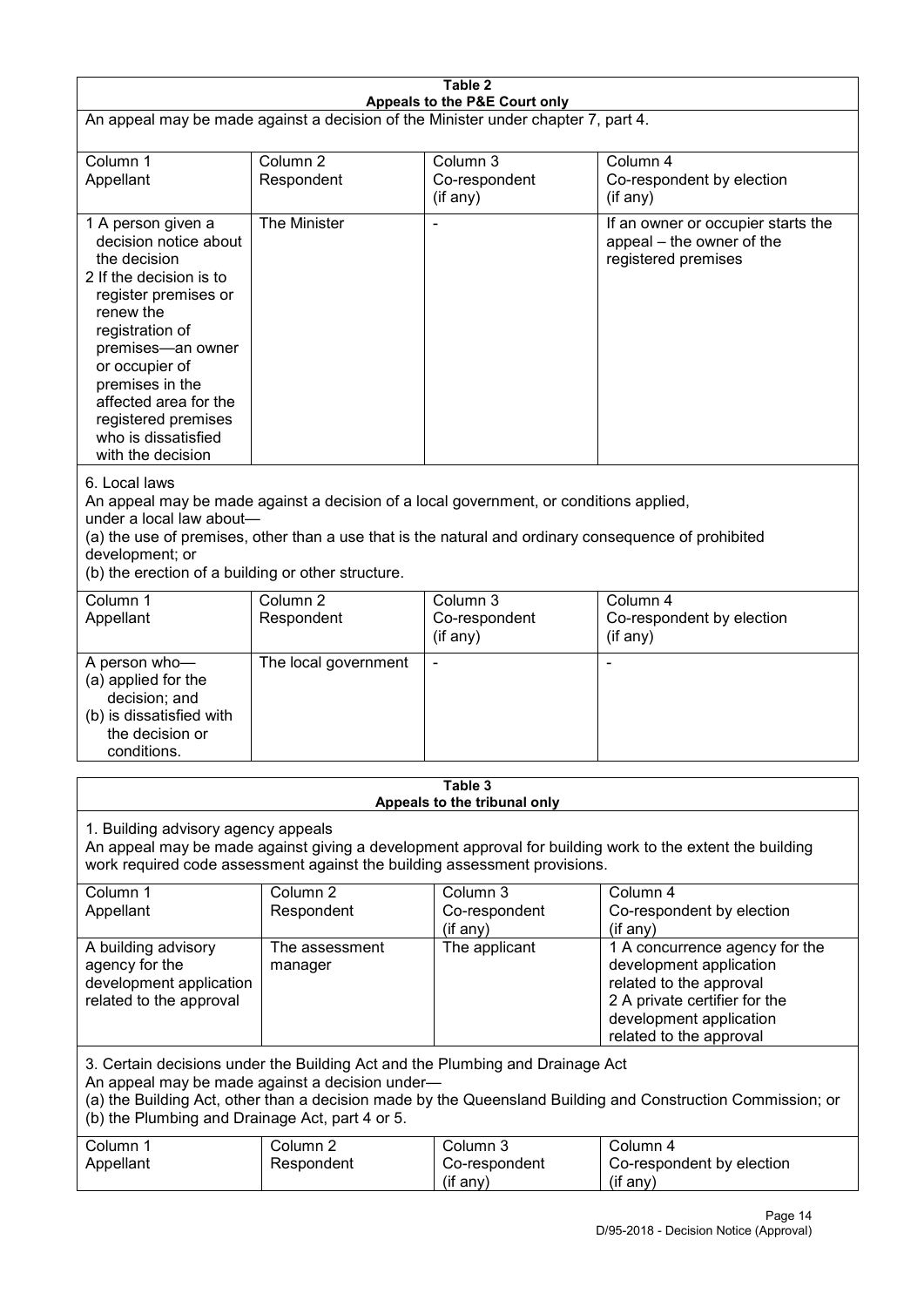**Table 2**
**Appeals to the P&E Court only**

An appeal may be made against a decision of the Minister under chapter 7, part 4.

| Column 1<br>Appellant | Column 2<br>Respondent | Column 3<br>Co-respondent<br>(if any) | Column 4<br>Co-respondent by election<br>(if any) |
|---|---|---|---|
| 1 A person given a decision notice about the decision<br>2 If the decision is to register premises or renew the registration of premises—an owner or occupier of premises in the affected area for the registered premises who is dissatisfied with the decision | The Minister | - | If an owner or occupier starts the appeal – the owner of the registered premises |

6. Local laws

An appeal may be made against a decision of a local government, or conditions applied, under a local law about—

(a) the use of premises, other than a use that is the natural and ordinary consequence of prohibited development; or

(b) the erection of a building or other structure.

| Column 1<br>Appellant | Column 2<br>Respondent | Column 3<br>Co-respondent<br>(if any) | Column 4<br>Co-respondent by election<br>(if any) |
|---|---|---|---|
| A person who—<br>(a) applied for the decision; and<br>(b) is dissatisfied with the decision or conditions. | The local government | - | - |

**Table 3**
**Appeals to the tribunal only**

1. Building advisory agency appeals

An appeal may be made against giving a development approval for building work to the extent the building work required code assessment against the building assessment provisions.

| Column 1<br>Appellant | Column 2<br>Respondent | Column 3<br>Co-respondent<br>(if any) | Column 4<br>Co-respondent by election<br>(if any) |
|---|---|---|---|
| A building advisory agency for the development application related to the approval | The assessment manager | The applicant | 1 A concurrence agency for the development application related to the approval<br>2 A private certifier for the development application related to the approval |

3. Certain decisions under the Building Act and the Plumbing and Drainage Act

An appeal may be made against a decision under—

(a) the Building Act, other than a decision made by the Queensland Building and Construction Commission; or

(b) the Plumbing and Drainage Act, part 4 or 5.

| Column 1<br>Appellant | Column 2<br>Respondent | Column 3<br>Co-respondent<br>(if any) | Column 4<br>Co-respondent by election<br>(if any) |
|---|---|---|---|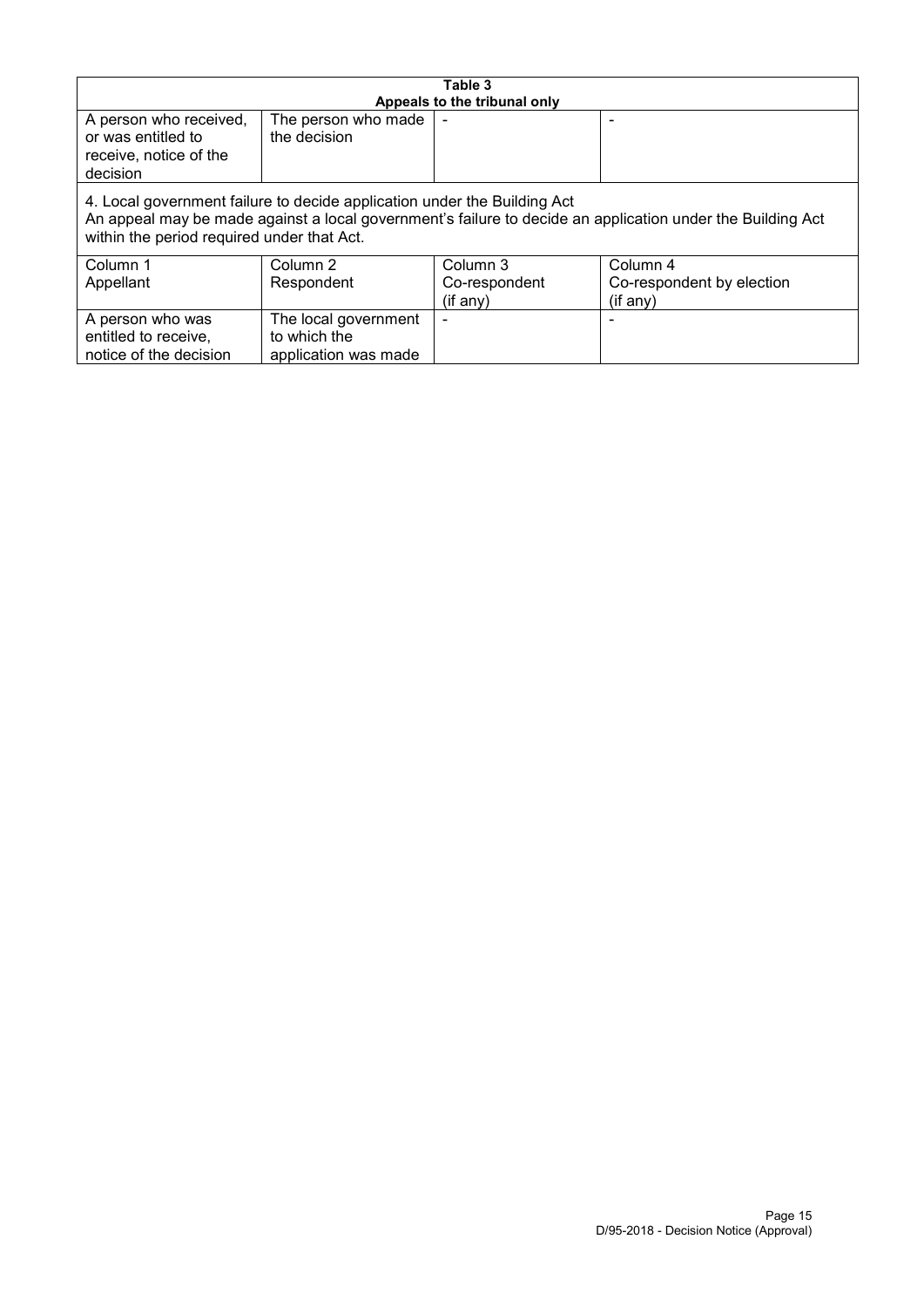| Table 3 Appeals to the tribunal only | | | |
|---|---|---|---|
| A person who received, or was entitled to receive, notice of the decision | The person who made the decision | - | - |
| 4. Local government failure to decide application under the Building Act<br>An appeal may be made against a local government's failure to decide an application under the Building Act within the period required under that Act. | | | |
| Column 1<br>Appellant | Column 2<br>Respondent | Column 3<br>Co-respondent<br>(if any) | Column 4<br>Co-respondent by election<br>(if any) |
| A person who was entitled to receive, notice of the decision | The local government to which the application was made | - | - |